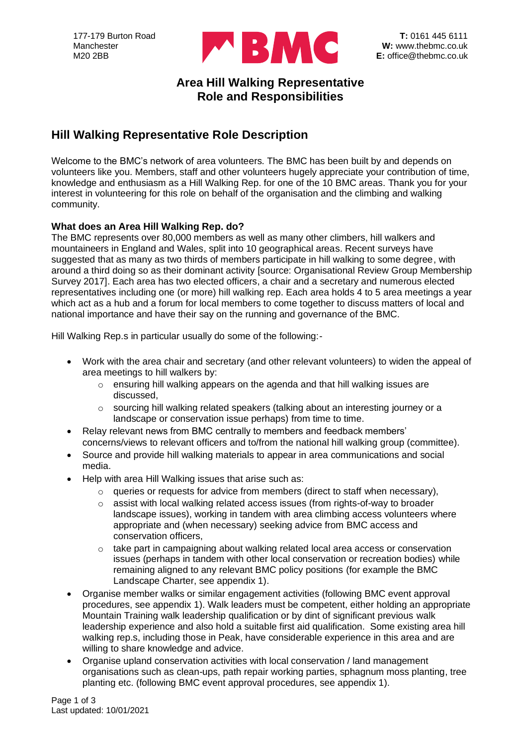177-179 Burton Road
Manchester
M20 2BB

**T:** 0161 445 6111
**W:** www.thebmc.co.uk
**E:** office@thebmc.co.uk

# Area Hill Walking Representative Role and Responsibilities

## Hill Walking Representative Role Description

Welcome to the BMC's network of area volunteers. The BMC has been built by and depends on volunteers like you. Members, staff and other volunteers hugely appreciate your contribution of time, knowledge and enthusiasm as a Hill Walking Rep. for one of the 10 BMC areas. Thank you for your interest in volunteering for this role on behalf of the organisation and the climbing and walking community.

### What does an Area Hill Walking Rep. do?

The BMC represents over 80,000 members as well as many other climbers, hill walkers and mountaineers in England and Wales, split into 10 geographical areas. Recent surveys have suggested that as many as two thirds of members participate in hill walking to some degree, with around a third doing so as their dominant activity [source: Organisational Review Group Membership Survey 2017]. Each area has two elected officers, a chair and a secretary and numerous elected representatives including one (or more) hill walking rep. Each area holds 4 to 5 area meetings a year which act as a hub and a forum for local members to come together to discuss matters of local and national importance and have their say on the running and governance of the BMC.

Hill Walking Rep.s in particular usually do some of the following:-

- Work with the area chair and secretary (and other relevant volunteers) to widen the appeal of area meetings to hill walkers by:
  - ensuring hill walking appears on the agenda and that hill walking issues are discussed,
  - sourcing hill walking related speakers (talking about an interesting journey or a landscape or conservation issue perhaps) from time to time.
- Relay relevant news from BMC centrally to members and feedback members' concerns/views to relevant officers and to/from the national hill walking group (committee).
- Source and provide hill walking materials to appear in area communications and social media.
- Help with area Hill Walking issues that arise such as:
  - queries or requests for advice from members (direct to staff when necessary),
  - assist with local walking related access issues (from rights-of-way to broader landscape issues), working in tandem with area climbing access volunteers where appropriate and (when necessary) seeking advice from BMC access and conservation officers,
  - take part in campaigning about walking related local area access or conservation issues (perhaps in tandem with other local conservation or recreation bodies) while remaining aligned to any relevant BMC policy positions (for example the BMC Landscape Charter, see appendix 1).
- Organise member walks or similar engagement activities (following BMC event approval procedures, see appendix 1). Walk leaders must be competent, either holding an appropriate Mountain Training walk leadership qualification or by dint of significant previous walk leadership experience and also hold a suitable first aid qualification. Some existing area hill walking rep.s, including those in Peak, have considerable experience in this area and are willing to share knowledge and advice.
- Organise upland conservation activities with local conservation / land management organisations such as clean-ups, path repair working parties, sphagnum moss planting, tree planting etc. (following BMC event approval procedures, see appendix 1).

Last updated: 10/01/2021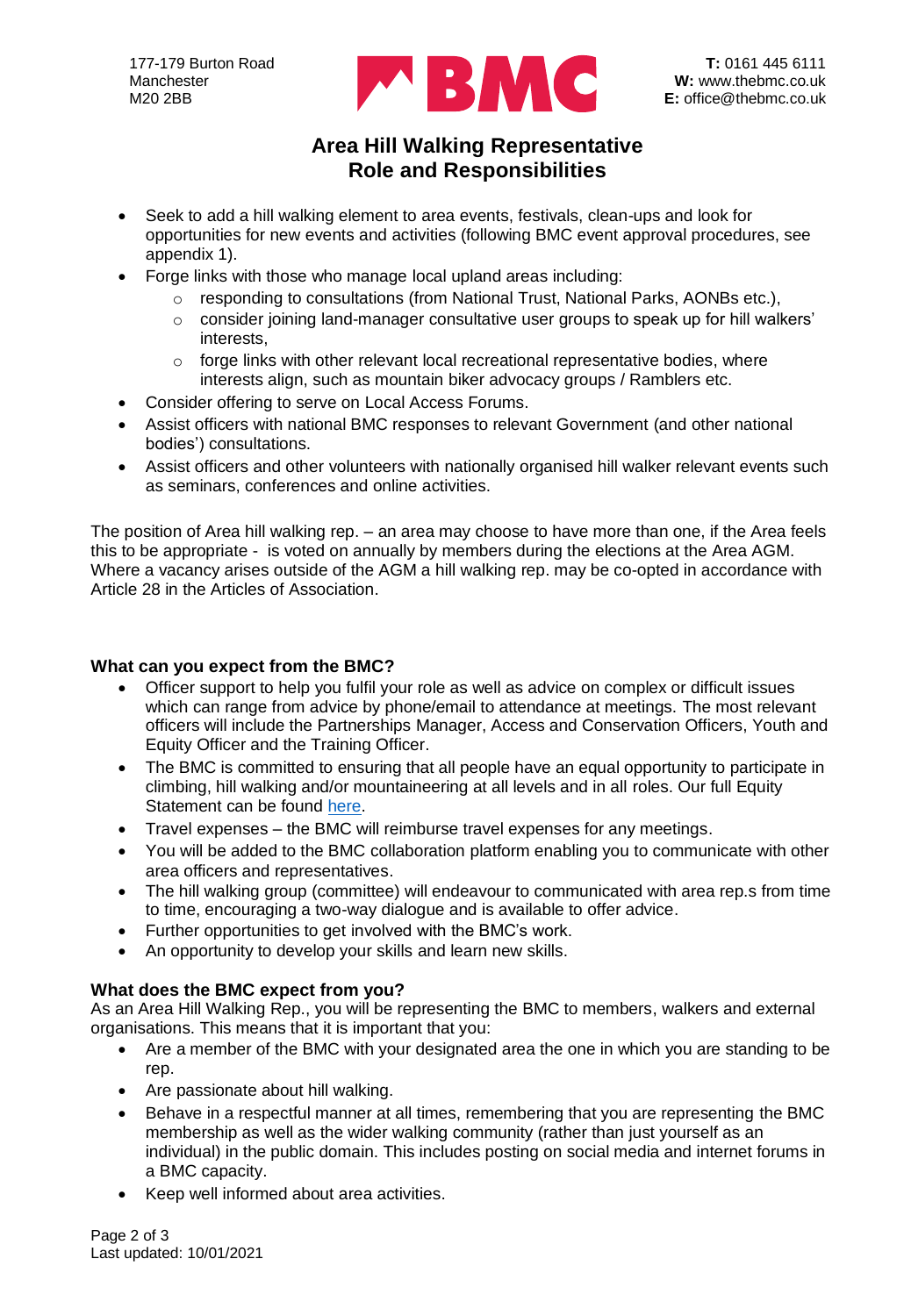## Area Hill Walking Representative Role and Responsibilities

- Seek to add a hill walking element to area events, festivals, clean-ups and look for opportunities for new events and activities (following BMC event approval procedures, see appendix 1).
- Forge links with those who manage local upland areas including:
  - responding to consultations (from National Trust, National Parks, AONBs etc.),
  - consider joining land-manager consultative user groups to speak up for hill walkers' interests,
  - forge links with other relevant local recreational representative bodies, where interests align, such as mountain biker advocacy groups / Ramblers etc.
- Consider offering to serve on Local Access Forums.
- Assist officers with national BMC responses to relevant Government (and other national bodies') consultations.
- Assist officers and other volunteers with nationally organised hill walker relevant events such as seminars, conferences and online activities.

The position of Area hill walking rep. – an area may choose to have more than one, if the Area feels this to be appropriate - is voted on annually by members during the elections at the Area AGM. Where a vacancy arises outside of the AGM a hill walking rep. may be co-opted in accordance with Article 28 in the Articles of Association.

### What can you expect from the BMC?

- Officer support to help you fulfil your role as well as advice on complex or difficult issues which can range from advice by phone/email to attendance at meetings. The most relevant officers will include the Partnerships Manager, Access and Conservation Officers, Youth and Equity Officer and the Training Officer.
- The BMC is committed to ensuring that all people have an equal opportunity to participate in climbing, hill walking and/or mountaineering at all levels and in all roles. Our full Equity Statement can be found here.
- Travel expenses – the BMC will reimburse travel expenses for any meetings.
- You will be added to the BMC collaboration platform enabling you to communicate with other area officers and representatives.
- The hill walking group (committee) will endeavour to communicated with area rep.s from time to time, encouraging a two-way dialogue and is available to offer advice.
- Further opportunities to get involved with the BMC's work.
- An opportunity to develop your skills and learn new skills.

### What does the BMC expect from you?

As an Area Hill Walking Rep., you will be representing the BMC to members, walkers and external organisations. This means that it is important that you:

- Are a member of the BMC with your designated area the one in which you are standing to be rep.
- Are passionate about hill walking.
- Behave in a respectful manner at all times, remembering that you are representing the BMC membership as well as the wider walking community (rather than just yourself as an individual) in the public domain. This includes posting on social media and internet forums in a BMC capacity.
- Keep well informed about area activities.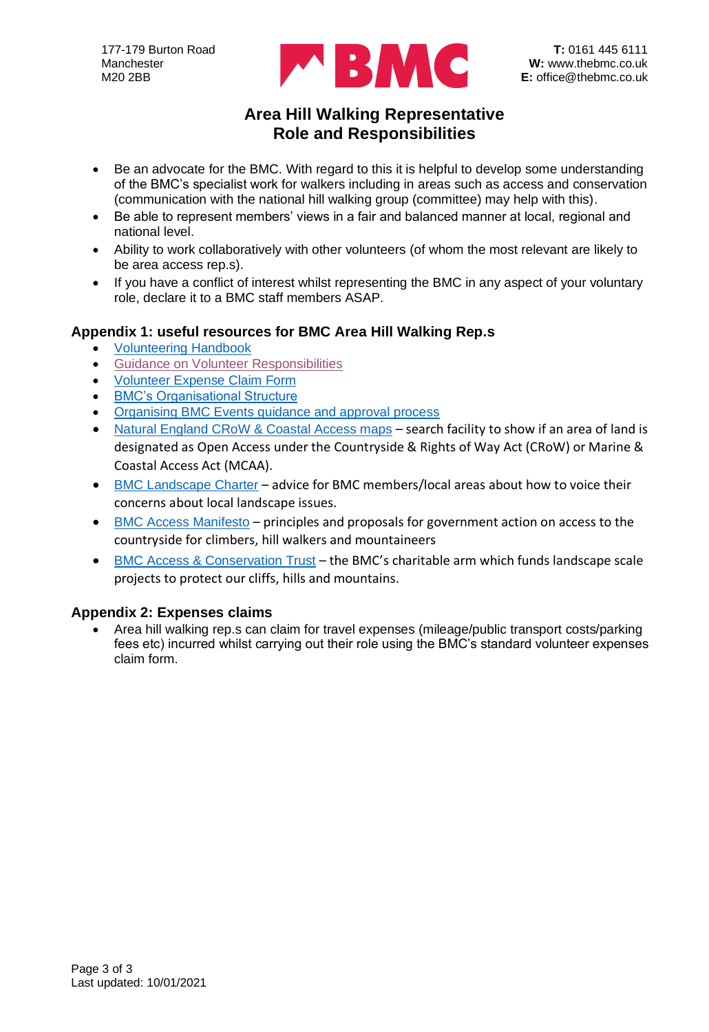177-179 Burton Road
Manchester
M20 2BB

**T:** 0161 445 6111
**W:** www.thebmc.co.uk
**E:** office@thebmc.co.uk

## Area Hill Walking Representative Role and Responsibilities

- Be an advocate for the BMC. With regard to this it is helpful to develop some understanding of the BMC's specialist work for walkers including in areas such as access and conservation (communication with the national hill walking group (committee) may help with this).
- Be able to represent members' views in a fair and balanced manner at local, regional and national level.
- Ability to work collaboratively with other volunteers (of whom the most relevant are likely to be area access rep.s).
- If you have a conflict of interest whilst representing the BMC in any aspect of your voluntary role, declare it to a BMC staff members ASAP.

### Appendix 1: useful resources for BMC Area Hill Walking Rep.s

- Volunteering Handbook
- Guidance on Volunteer Responsibilities
- Volunteer Expense Claim Form
- BMC's Organisational Structure
- Organising BMC Events guidance and approval process
- Natural England CRoW & Coastal Access maps – search facility to show if an area of land is designated as Open Access under the Countryside & Rights of Way Act (CRoW) or Marine & Coastal Access Act (MCAA).
- BMC Landscape Charter – advice for BMC members/local areas about how to voice their concerns about local landscape issues.
- BMC Access Manifesto – principles and proposals for government action on access to the countryside for climbers, hill walkers and mountaineers
- BMC Access & Conservation Trust – the BMC's charitable arm which funds landscape scale projects to protect our cliffs, hills and mountains.

### Appendix 2: Expenses claims

- Area hill walking rep.s can claim for travel expenses (mileage/public transport costs/parking fees etc) incurred whilst carrying out their role using the BMC's standard volunteer expenses claim form.

Last updated: 10/01/2021